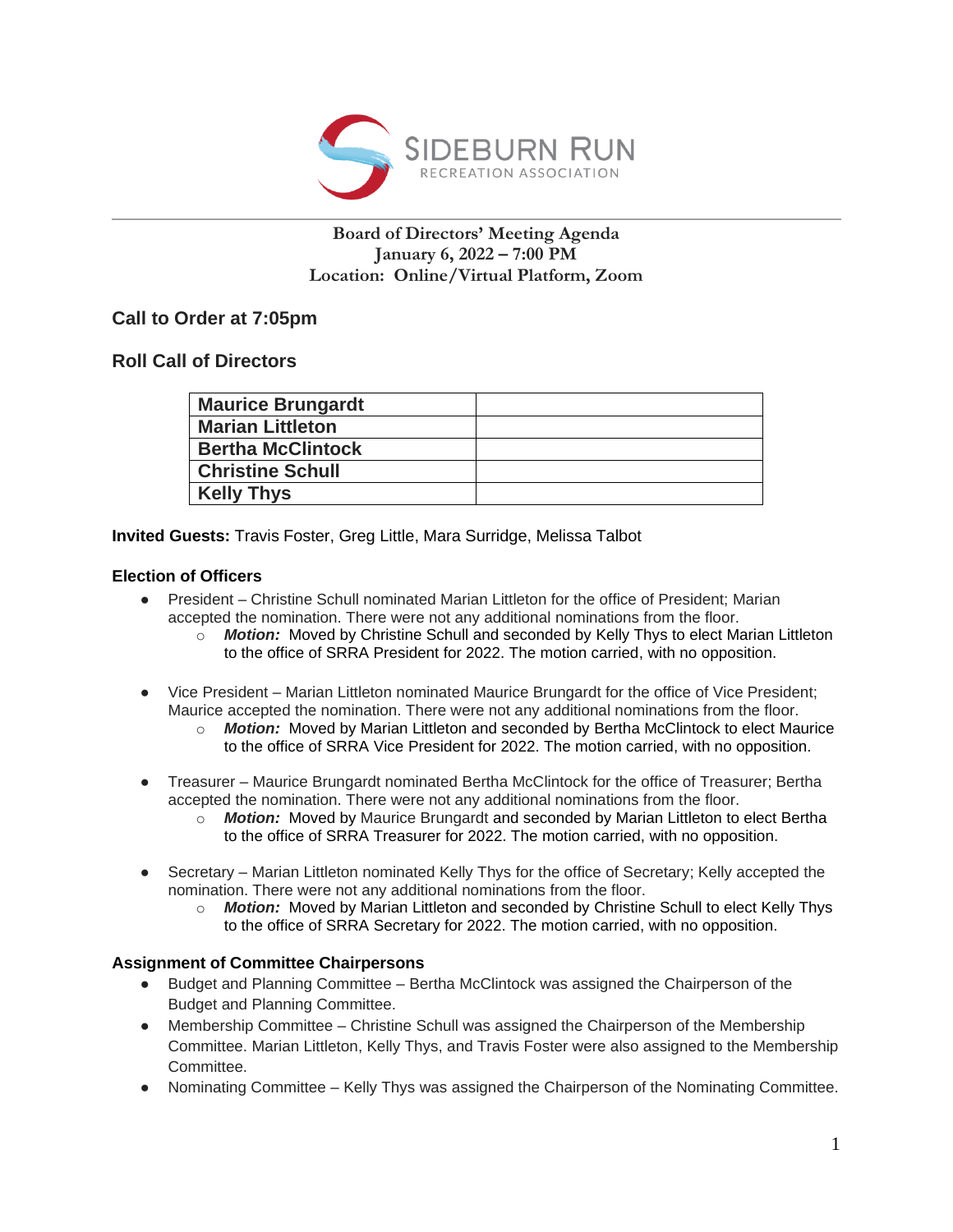SIDEBURN RUN
RECREATION ASSOCIATION

**Board of Directors' Meeting Agenda**
**January 6, 2022 – 7:00 PM**
**Location: Online/Virtual Platform, Zoom**

## Call to Order at 7:05pm

## Roll Call of Directors

| | |
|---|---|
| **Maurice Brungardt** | |
| **Marian Littleton** | |
| **Bertha McClintock** | |
| **Christine Schull** | |
| **Kelly Thys** | |

**Invited Guests:** Travis Foster, Greg Little, Mara Surridge, Melissa Talbot

### Election of Officers

- President – Christine Schull nominated Marian Littleton for the office of President; Marian accepted the nomination. There were not any additional nominations from the floor.
  - ***Motion:*** Moved by Christine Schull and seconded by Kelly Thys to elect Marian Littleton to the office of SRRA President for 2022. The motion carried, with no opposition.

- Vice President – Marian Littleton nominated Maurice Brungardt for the office of Vice President; Maurice accepted the nomination. There were not any additional nominations from the floor.
  - ***Motion:*** Moved by Marian Littleton and seconded by Bertha McClintock to elect Maurice to the office of SRRA Vice President for 2022. The motion carried, with no opposition.

- Treasurer – Maurice Brungardt nominated Bertha McClintock for the office of Treasurer; Bertha accepted the nomination. There were not any additional nominations from the floor.
  - ***Motion:*** Moved by Maurice Brungardt and seconded by Marian Littleton to elect Bertha to the office of SRRA Treasurer for 2022. The motion carried, with no opposition.

- Secretary – Marian Littleton nominated Kelly Thys for the office of Secretary; Kelly accepted the nomination. There were not any additional nominations from the floor.
  - ***Motion:*** Moved by Marian Littleton and seconded by Christine Schull to elect Kelly Thys to the office of SRRA Secretary for 2022. The motion carried, with no opposition.

### Assignment of Committee Chairpersons

- Budget and Planning Committee – Bertha McClintock was assigned the Chairperson of the Budget and Planning Committee.
- Membership Committee – Christine Schull was assigned the Chairperson of the Membership Committee. Marian Littleton, Kelly Thys, and Travis Foster were also assigned to the Membership Committee.
- Nominating Committee – Kelly Thys was assigned the Chairperson of the Nominating Committee.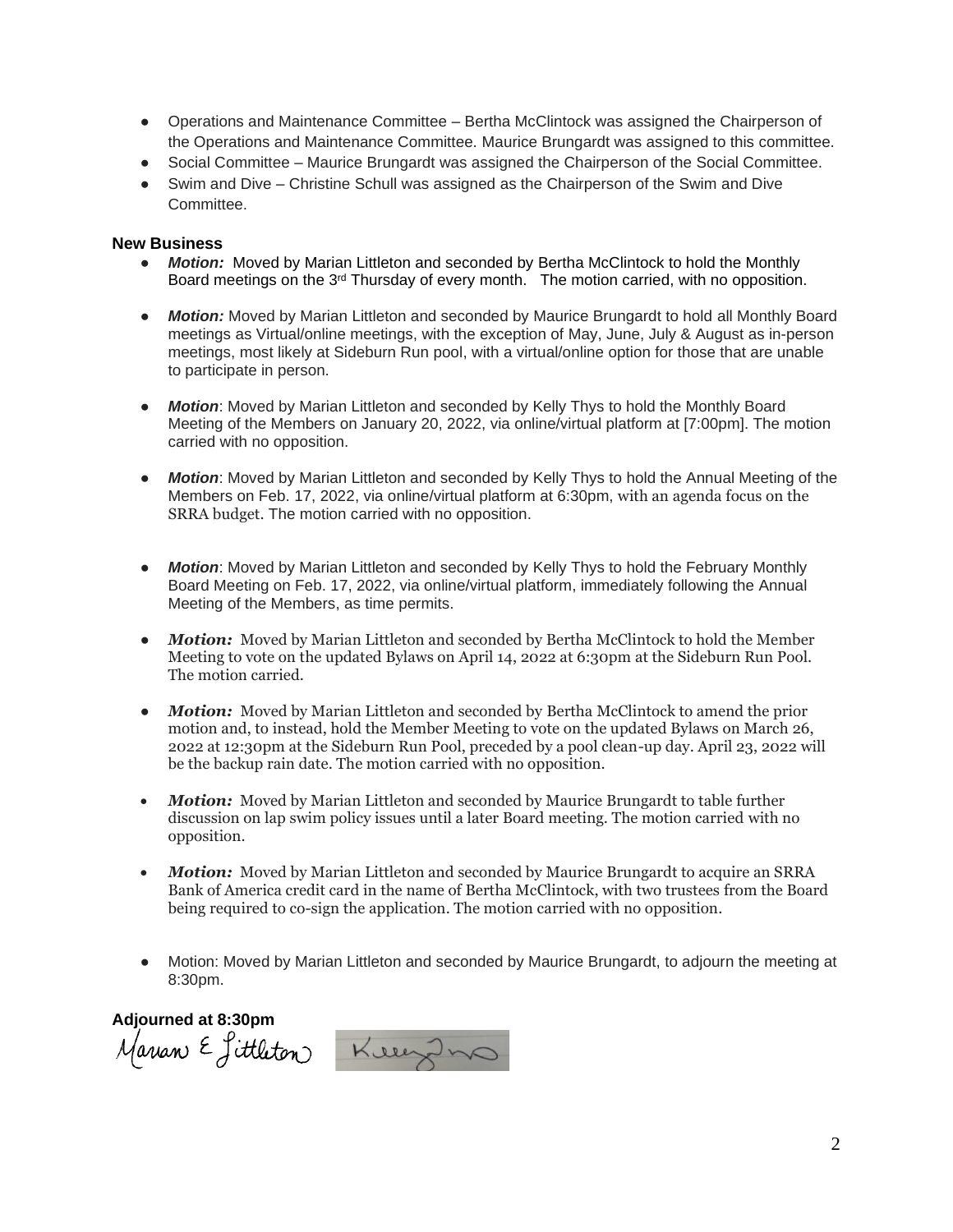- Operations and Maintenance Committee – Bertha McClintock was assigned the Chairperson of the Operations and Maintenance Committee. Maurice Brungardt was assigned to this committee.
- Social Committee – Maurice Brungardt was assigned the Chairperson of the Social Committee.
- Swim and Dive – Christine Schull was assigned as the Chairperson of the Swim and Dive Committee.

**New Business**

- ***Motion:*** Moved by Marian Littleton and seconded by Bertha McClintock to hold the Monthly Board meetings on the 3rd Thursday of every month. The motion carried, with no opposition.

- ***Motion:*** Moved by Marian Littleton and seconded by Maurice Brungardt to hold all Monthly Board meetings as Virtual/online meetings, with the exception of May, June, July & August as in-person meetings, most likely at Sideburn Run pool, with a virtual/online option for those that are unable to participate in person.

- ***Motion***: Moved by Marian Littleton and seconded by Kelly Thys to hold the Monthly Board Meeting of the Members on January 20, 2022, via online/virtual platform at [7:00pm]. The motion carried with no opposition.

- ***Motion***: Moved by Marian Littleton and seconded by Kelly Thys to hold the Annual Meeting of the Members on Feb. 17, 2022, via online/virtual platform at 6:30pm, with an agenda focus on the SRRA budget. The motion carried with no opposition.

- ***Motion***: Moved by Marian Littleton and seconded by Kelly Thys to hold the February Monthly Board Meeting on Feb. 17, 2022, via online/virtual platform, immediately following the Annual Meeting of the Members, as time permits.

- ***Motion:*** Moved by Marian Littleton and seconded by Bertha McClintock to hold the Member Meeting to vote on the updated Bylaws on April 14, 2022 at 6:30pm at the Sideburn Run Pool. The motion carried.

- ***Motion:*** Moved by Marian Littleton and seconded by Bertha McClintock to amend the prior motion and, to instead, hold the Member Meeting to vote on the updated Bylaws on March 26, 2022 at 12:30pm at the Sideburn Run Pool, preceded by a pool clean-up day. April 23, 2022 will be the backup rain date. The motion carried with no opposition.

- ***Motion:*** Moved by Marian Littleton and seconded by Maurice Brungardt to table further discussion on lap swim policy issues until a later Board meeting. The motion carried with no opposition.

- ***Motion:*** Moved by Marian Littleton and seconded by Maurice Brungardt to acquire an SRRA Bank of America credit card in the name of Bertha McClintock, with two trustees from the Board being required to co-sign the application. The motion carried with no opposition.

- Motion: Moved by Marian Littleton and seconded by Maurice Brungardt, to adjourn the meeting at 8:30pm.

**Adjourned at 8:30pm**

Marian E Littleton